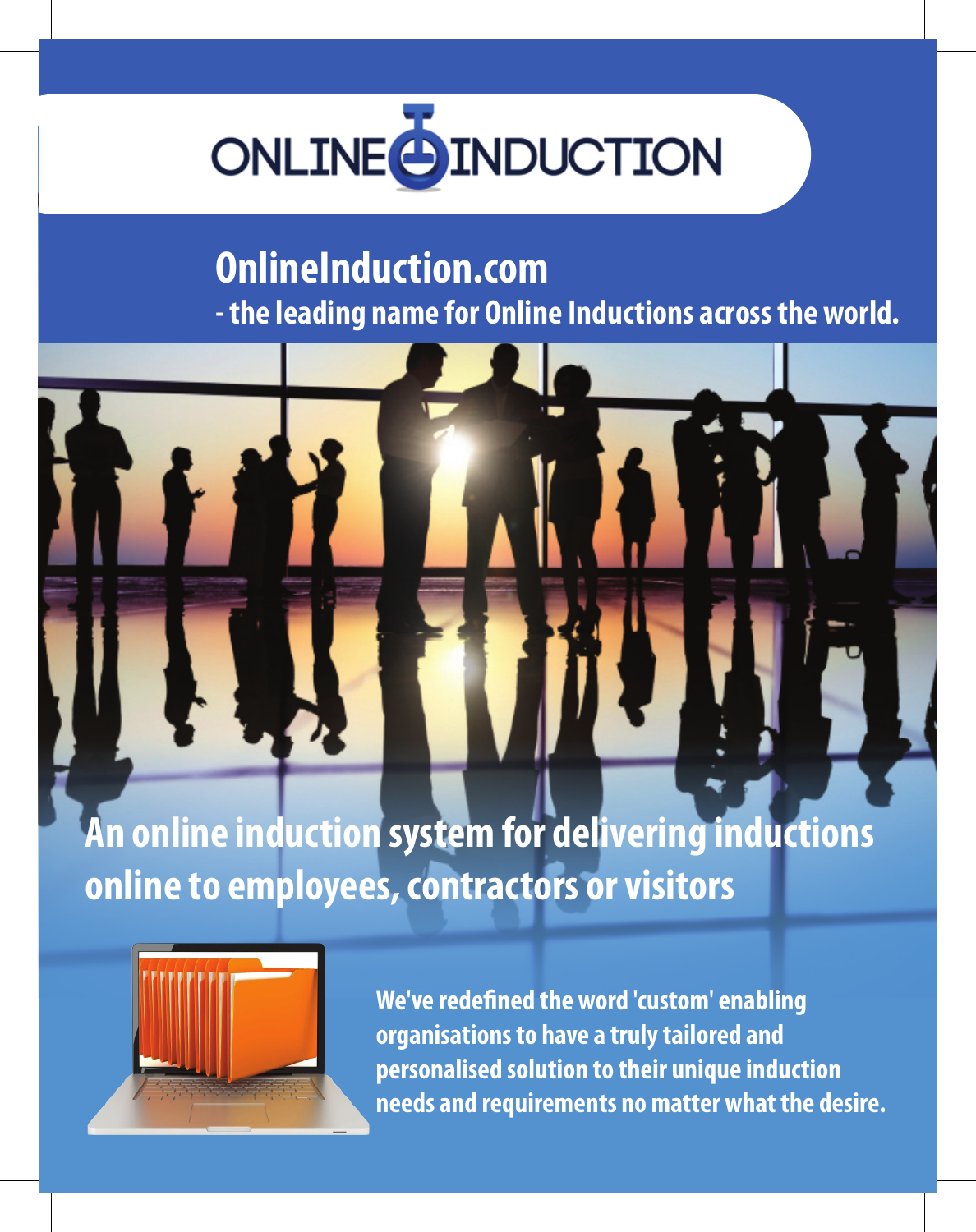# ONLINE INDUCTION

## OnlineInduction.com

**- the leading name for Online Inductions across the world.**

## An online induction system for delivering inductions online to employees, contractors or visitors

**We've redefined the word 'custom' enabling organisations to have a truly tailored and personalised solution to their unique induction needs and requirements no matter what the desire.**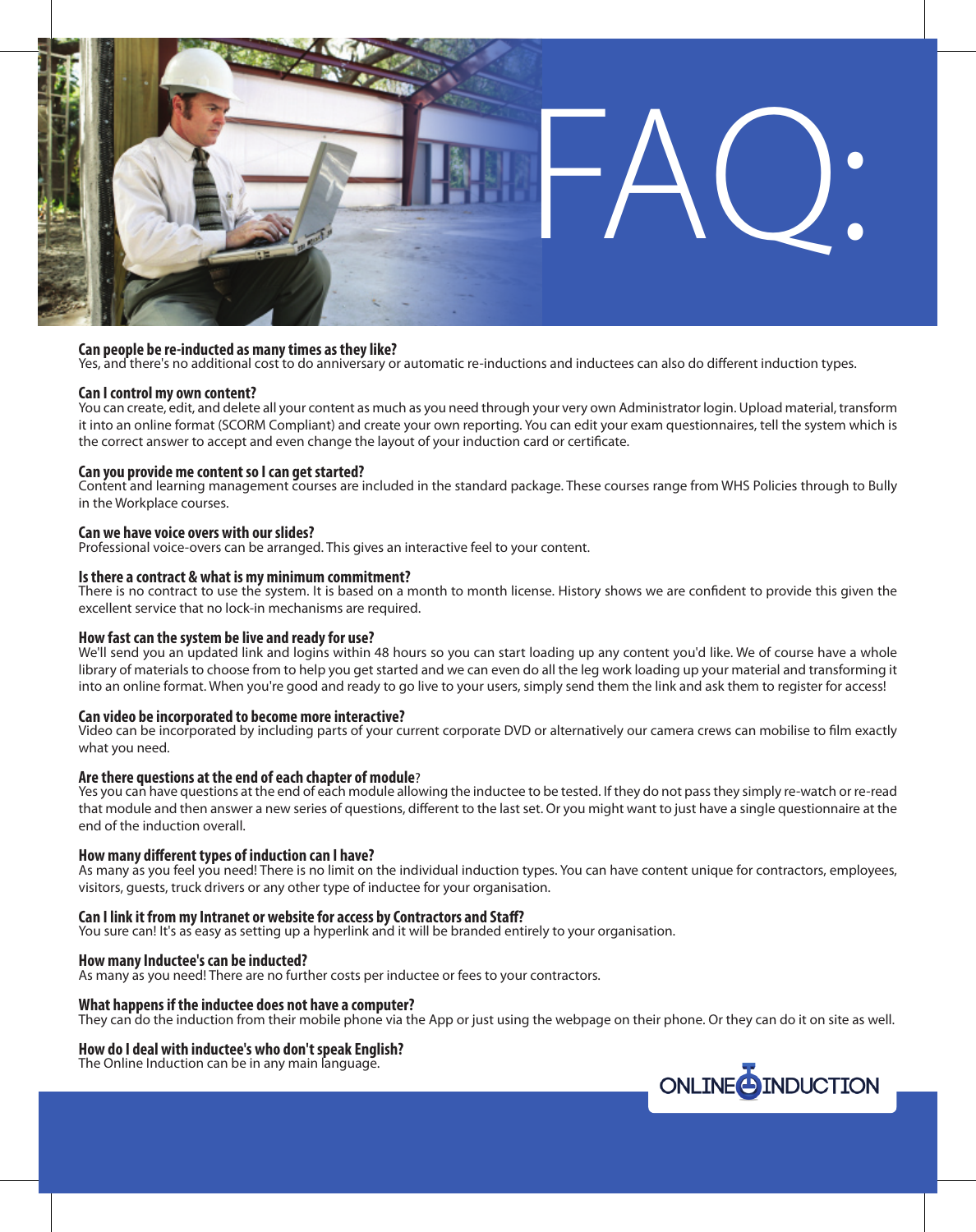# FAQ:

**Can people be re-inducted as many times as they like?**
Yes, and there's no additional cost to do anniversary or automatic re-inductions and inductees can also do different induction types.

**Can I control my own content?**
You can create, edit, and delete all your content as much as you need through your very own Administrator login. Upload material, transform it into an online format (SCORM Compliant) and create your own reporting. You can edit your exam questionnaires, tell the system which is the correct answer to accept and even change the layout of your induction card or certificate.

**Can you provide me content so I can get started?**
Content and learning management courses are included in the standard package. These courses range from WHS Policies through to Bully in the Workplace courses.

**Can we have voice overs with our slides?**
Professional voice-overs can be arranged. This gives an interactive feel to your content.

**Is there a contract & what is my minimum commitment?**
There is no contract to use the system. It is based on a month to month license. History shows we are confident to provide this given the excellent service that no lock-in mechanisms are required.

**How fast can the system be live and ready for use?**
We'll send you an updated link and logins within 48 hours so you can start loading up any content you'd like. We of course have a whole library of materials to choose from to help you get started and we can even do all the leg work loading up your material and transforming it into an online format. When you're good and ready to go live to your users, simply send them the link and ask them to register for access!

**Can video be incorporated to become more interactive?**
Video can be incorporated by including parts of your current corporate DVD or alternatively our camera crews can mobilise to film exactly what you need.

**Are there questions at the end of each chapter of module**?
Yes you can have questions at the end of each module allowing the inductee to be tested. If they do not pass they simply re-watch or re-read that module and then answer a new series of questions, different to the last set. Or you might want to just have a single questionnaire at the end of the induction overall.

**How many different types of induction can I have?**
As many as you feel you need! There is no limit on the individual induction types. You can have content unique for contractors, employees, visitors, guests, truck drivers or any other type of inductee for your organisation.

**Can I link it from my Intranet or website for access by Contractors and Staff?**
You sure can! It's as easy as setting up a hyperlink and it will be branded entirely to your organisation.

**How many Inductee's can be inducted?**
As many as you need! There are no further costs per inductee or fees to your contractors.

**What happens if the inductee does not have a computer?**
They can do the induction from their mobile phone via the App or just using the webpage on their phone. Or they can do it on site as well.

**How do I deal with inductee's who don't speak English?**
The Online Induction can be in any main language.

ONLINE INDUCTION